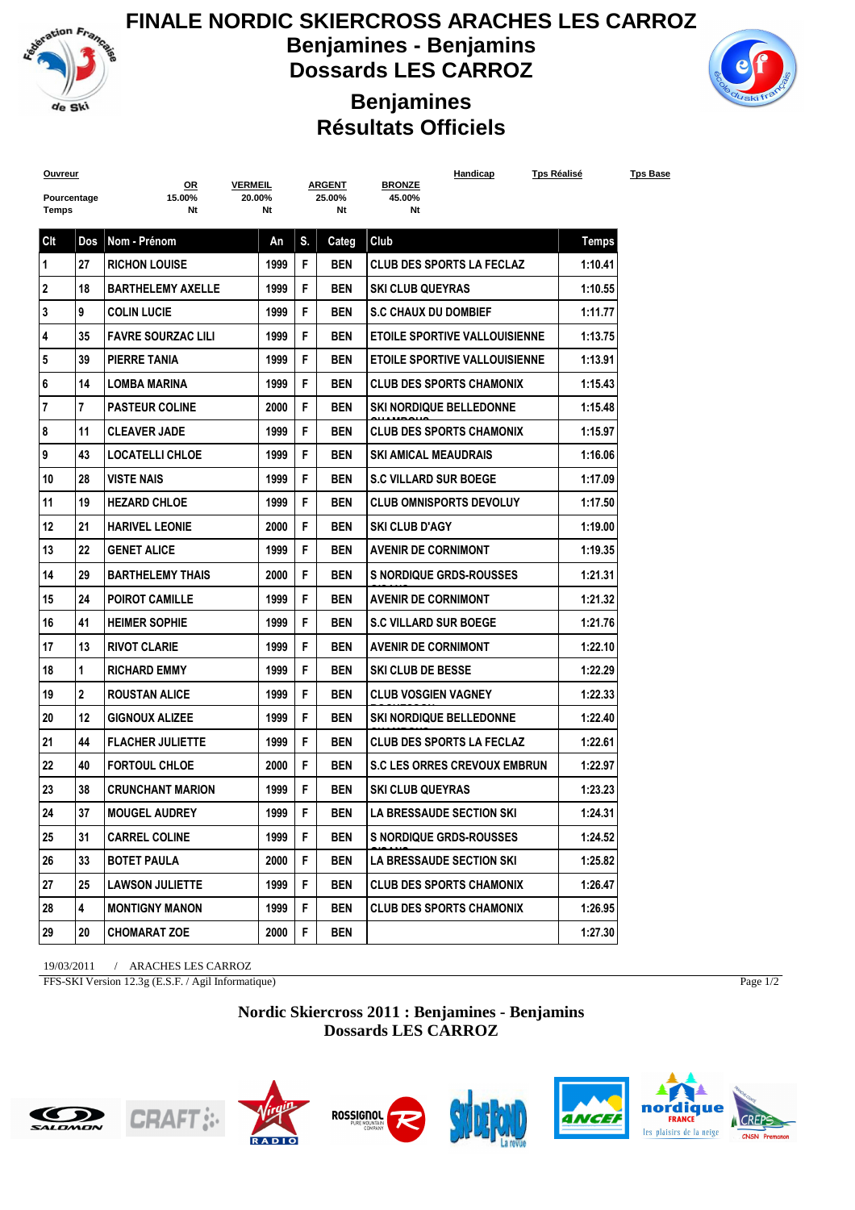# FINALE NORDIC SKIERCROSS ARACHES LES CARROZ

## Benjamines - Benjamins

## Dossards LES CARROZ

## Benjamines

## Résultats Officiels

| Ouvreur | OR | VERMEIL | ARGENT | BRONZE | Handicap | Tps Réalisé | Tps Base |
|---|---|---|---|---|---|---|---|
| Pourcentage | 15.00% | 20.00% | 25.00% | 45.00% | | | |
| Temps | Nt | Nt | Nt | Nt | | | |

| Clt | Dos | Nom - Prénom | An | S. | Categ | Club | Temps |
|---|---|---|---|---|---|---|---|
| 1 | 27 | RICHON LOUISE | 1999 | F | BEN | CLUB DES SPORTS LA FECLAZ | 1:10.41 |
| 2 | 18 | BARTHELEMY AXELLE | 1999 | F | BEN | SKI CLUB QUEYRAS | 1:10.55 |
| 3 | 9 | COLIN LUCIE | 1999 | F | BEN | S.C CHAUX DU DOMBIEF | 1:11.77 |
| 4 | 35 | FAVRE SOURZAC LILI | 1999 | F | BEN | ETOILE SPORTIVE VALLOUISIENNE | 1:13.75 |
| 5 | 39 | PIERRE TANIA | 1999 | F | BEN | ETOILE SPORTIVE VALLOUISIENNE | 1:13.91 |
| 6 | 14 | LOMBA MARINA | 1999 | F | BEN | CLUB DES SPORTS CHAMONIX | 1:15.43 |
| 7 | 7 | PASTEUR COLINE | 2000 | F | BEN | SKI NORDIQUE BELLEDONNE | 1:15.48 |
| 8 | 11 | CLEAVER JADE | 1999 | F | BEN | CLUB DES SPORTS CHAMONIX | 1:15.97 |
| 9 | 43 | LOCATELLI CHLOE | 1999 | F | BEN | SKI AMICAL MEAUDRAIS | 1:16.06 |
| 10 | 28 | VISTE NAIS | 1999 | F | BEN | S.C VILLARD SUR BOEGE | 1:17.09 |
| 11 | 19 | HEZARD CHLOE | 1999 | F | BEN | CLUB OMNISPORTS DEVOLUY | 1:17.50 |
| 12 | 21 | HARIVEL LEONIE | 2000 | F | BEN | SKI CLUB D'AGY | 1:19.00 |
| 13 | 22 | GENET ALICE | 1999 | F | BEN | AVENIR DE CORNIMONT | 1:19.35 |
| 14 | 29 | BARTHELEMY THAIS | 2000 | F | BEN | S NORDIQUE GRDS-ROUSSES | 1:21.31 |
| 15 | 24 | POIROT CAMILLE | 1999 | F | BEN | AVENIR DE CORNIMONT | 1:21.32 |
| 16 | 41 | HEIMER SOPHIE | 1999 | F | BEN | S.C VILLARD SUR BOEGE | 1:21.76 |
| 17 | 13 | RIVOT CLARIE | 1999 | F | BEN | AVENIR DE CORNIMONT | 1:22.10 |
| 18 | 1 | RICHARD EMMY | 1999 | F | BEN | SKI CLUB DE BESSE | 1:22.29 |
| 19 | 2 | ROUSTAN ALICE | 1999 | F | BEN | CLUB VOSGIEN VAGNEY | 1:22.33 |
| 20 | 12 | GIGNOUX ALIZEE | 1999 | F | BEN | SKI NORDIQUE BELLEDONNE | 1:22.40 |
| 21 | 44 | FLACHER JULIETTE | 1999 | F | BEN | CLUB DES SPORTS LA FECLAZ | 1:22.61 |
| 22 | 40 | FORTOUL CHLOE | 2000 | F | BEN | S.C LES ORRES CREVOUX EMBRUN | 1:22.97 |
| 23 | 38 | CRUNCHANT MARION | 1999 | F | BEN | SKI CLUB QUEYRAS | 1:23.23 |
| 24 | 37 | MOUGEL AUDREY | 1999 | F | BEN | LA BRESSAUDE SECTION SKI | 1:24.31 |
| 25 | 31 | CARREL COLINE | 1999 | F | BEN | S NORDIQUE GRDS-ROUSSES | 1:24.52 |
| 26 | 33 | BOTET PAULA | 2000 | F | BEN | LA BRESSAUDE SECTION SKI | 1:25.82 |
| 27 | 25 | LAWSON JULIETTE | 1999 | F | BEN | CLUB DES SPORTS CHAMONIX | 1:26.47 |
| 28 | 4 | MONTIGNY MANON | 1999 | F | BEN | CLUB DES SPORTS CHAMONIX | 1:26.95 |
| 29 | 20 | CHOMARAT ZOE | 2000 | F | BEN | | 1:27.30 |

19/03/2011 / ARACHES LES CARROZ

FFS-SKI Version 12.3g (E.S.F. / Agil Informatique)

**Nordic Skiercross 2011 : Benjamines - Benjamins**
**Dossards LES CARROZ**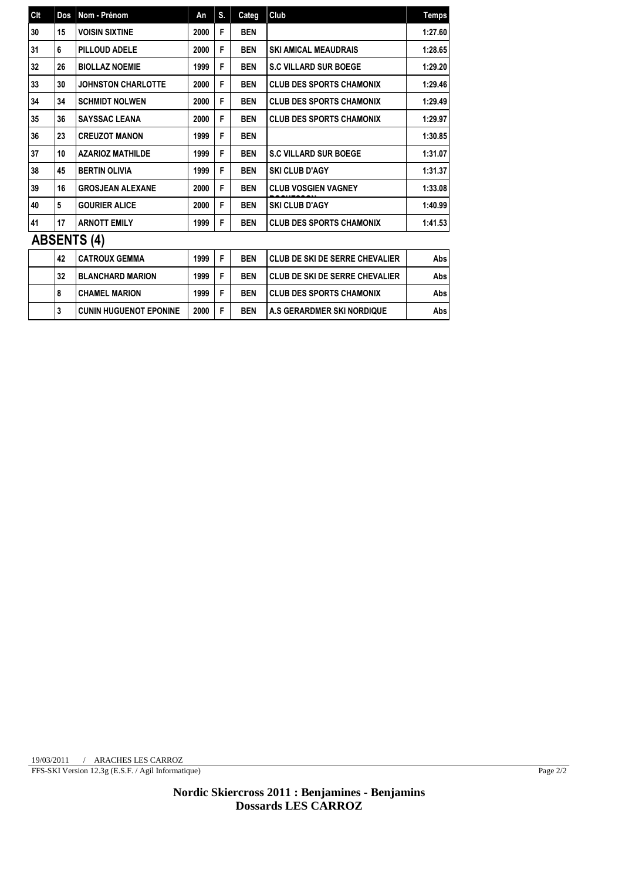| Clt | Dos | Nom - Prénom | An | S. | Categ | Club | Temps |
|---|---|---|---|---|---|---|---|
| 30 | 15 | VOISIN SIXTINE | 2000 | F | BEN | | 1:27.60 |
| 31 | 6 | PILLOUD ADELE | 2000 | F | BEN | SKI AMICAL MEAUDRAIS | 1:28.65 |
| 32 | 26 | BIOLLAZ NOEMIE | 1999 | F | BEN | S.C VILLARD SUR BOEGE | 1:29.20 |
| 33 | 30 | JOHNSTON CHARLOTTE | 2000 | F | BEN | CLUB DES SPORTS CHAMONIX | 1:29.46 |
| 34 | 34 | SCHMIDT NOLWEN | 2000 | F | BEN | CLUB DES SPORTS CHAMONIX | 1:29.49 |
| 35 | 36 | SAYSSAC LEANA | 2000 | F | BEN | CLUB DES SPORTS CHAMONIX | 1:29.97 |
| 36 | 23 | CREUZOT MANON | 1999 | F | BEN | | 1:30.85 |
| 37 | 10 | AZARIOZ MATHILDE | 1999 | F | BEN | S.C VILLARD SUR BOEGE | 1:31.07 |
| 38 | 45 | BERTIN OLIVIA | 1999 | F | BEN | SKI CLUB D'AGY | 1:31.37 |
| 39 | 16 | GROSJEAN ALEXANE | 2000 | F | BEN | CLUB VOSGIEN VAGNEY | 1:33.08 |
| 40 | 5 | GOURIER ALICE | 2000 | F | BEN | SKI CLUB D'AGY | 1:40.99 |
| 41 | 17 | ARNOTT EMILY | 1999 | F | BEN | CLUB DES SPORTS CHAMONIX | 1:41.53 |

## ABSENTS (4)

| | | | | | | | |
|---|---|---|---|---|---|---|---|
| | 42 | CATROUX GEMMA | 1999 | F | BEN | CLUB DE SKI DE SERRE CHEVALIER | Abs |
| | 32 | BLANCHARD MARION | 1999 | F | BEN | CLUB DE SKI DE SERRE CHEVALIER | Abs |
| | 8 | CHAMEL MARION | 1999 | F | BEN | CLUB DES SPORTS CHAMONIX | Abs |
| | 3 | CUNIN HUGUENOT EPONINE | 2000 | F | BEN | A.S GERARDMER SKI NORDIQUE | Abs |

19/03/2011 / ARACHES LES CARROZ

FFS-SKI Version 12.3g (E.S.F. / Agil Informatique)

**Nordic Skiercross 2011 : Benjamines - Benjamins**
**Dossards LES CARROZ**